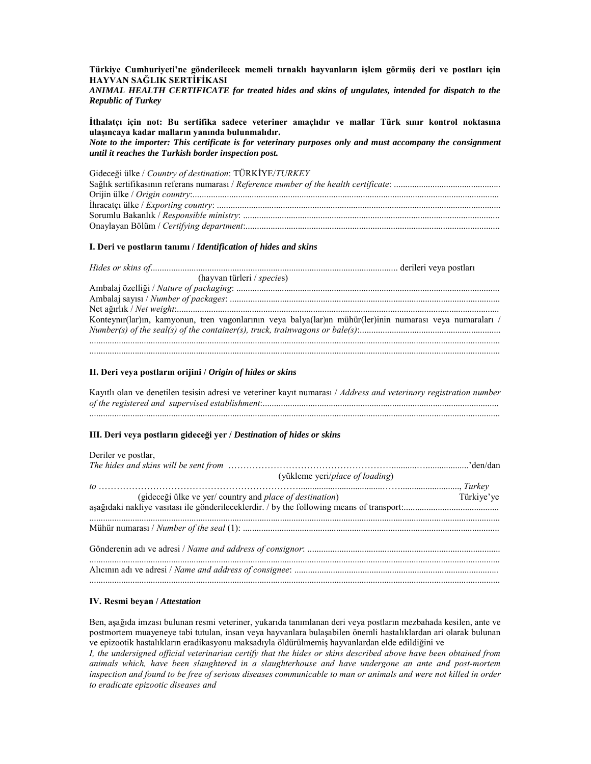**Türkiye Cumhuriyeti'ne gönderilecek memeli tırnaklı hayvanların işlem görmüş deri ve postları için HAYVAN SAĞLIK SERTİFİKASI**

***ANIMAL HEALTH CERTIFICATE for treated hides and skins of ungulates, intended for dispatch to the Republic of Turkey***

**İthalatçı için not: Bu sertifika sadece veteriner amaçlıdır ve mallar Türk sınır kontrol noktasına ulaşıncaya kadar malların yanında bulunmalıdır.**

***Note to the importer: This certificate is for veterinary purposes only and must accompany the consignment until it reaches the Turkish border inspection post.***

Gideceği ülke / *Country of destination*: TÜRKİYE/*TURKEY*
Sağlık sertifikasının referans numarası / *Reference number of the health certificate*: ..............................................
Orijin ülke / *Origin country*:......................................................................................................................................
İhracatçı ülke / *Exporting country*: ............................................................................................................................
Sorumlu Bakanlık / *Responsible ministry*: ................................................................................................................
Onaylayan Bölüm / *Certifying department*:...............................................................................................................

## I. Deri ve postların tanımı / *Identification of hides and skins*

*Hides or skins of*.............................................................................................................. derileri veya postları
(hayvan türleri / *species*)
Ambalaj özelliği / *Nature of packaging*: ...................................................................................................................
Ambalaj sayısı / *Number of packages*: .....................................................................................................................
Net ağırlık / *Net weight*:.............................................................................................................................................
Konteynır(lar)ın, kamyonun, tren vagonlarının veya balya(lar)ın mühür(ler)inin numarası veya numaraları / *Number(s) of the seal(s) of the container(s), truck, trainwagons or bale(s)*:.............................................................
...................................................................................................................................................................................
...................................................................................................................................................................................

## II. Deri veya postların orijini / *Origin of hides or skins*

Kayıtlı olan ve denetilen tesisin adresi ve veteriner kayıt numarası / *Address and veterinary registration number of the registered and supervised establishment*:.......................................................................................................
...................................................................................................................................................................................

## III. Deri veya postların gideceği yer / *Destination of hides or skins*

Deriler ve postlar,
*The hides and skins will be sent from* ……………………………………………….........…...................'den/dan
(yükleme yeri/*place of loading*)
*to* …………………………………………………………........................................…..........................., *Turkey*
(gideceği ülke ve yer/ country and *place of destination*) Türkiye'ye
aşağıdaki nakliye vasıtası ile gönderileceklerdir. / by the following means of transport:.........................................
...................................................................................................................................................................................
Mühür numarası / *Number of the seal* (1): ................................................................................................................

Gönderenin adı ve adresi / *Name and address of consignor*: ....................................................................................
...................................................................................................................................................................................
Alıcının adı ve adresi / *Name and address of consignee*: .........................................................................................
...................................................................................................................................................................................

## IV. Resmi beyan / *Attestation*

Ben, aşağıda imzası bulunan resmi veteriner, yukarıda tanımlanan deri veya postların mezbahada kesilen, ante ve postmortem muayeneye tabi tutulan, insan veya hayvanlara bulaşabilen önemli hastalıklardan ari olarak bulunan ve epizootik hastalıkların eradikasyonu maksadıyla öldürülmemiş hayvanlardan elde edildiğini ve

*I, the undersigned official veterinarian certify that the hides or skins described above have been obtained from animals which, have been slaughtered in a slaughterhouse and have undergone an ante and post-mortem inspection and found to be free of serious diseases communicable to man or animals and were not killed in order to eradicate epizootic diseases and*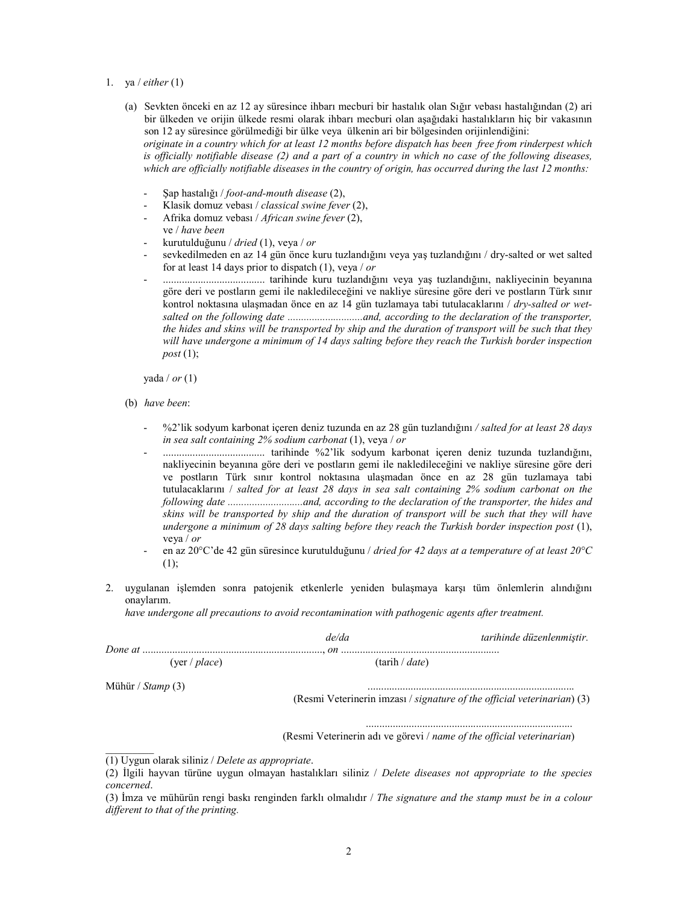1. ya / *either* (1)

   (a) Sevkten önceki en az 12 ay süresince ihbarı mecburi bir hastalık olan Sığır vebası hastalığından (2) ari bir ülkeden ve orijin ülkede resmi olarak ihbarı mecburi olan aşağıdaki hastalıkların hiç bir vakasının son 12 ay süresince görülmediği bir ülke veya ülkenin ari bir bölgesinden orijinlendiğini:
   *originate in a country which for at least 12 months before dispatch has been free from rinderpest which is officially notifiable disease (2) and a part of a country in which no case of the following diseases, which are officially notifiable diseases in the country of origin, has occurred during the last 12 months:*

   - Şap hastalığı / *foot-and-mouth disease* (2),
   - Klasik domuz vebası / *classical swine fever* (2),
   - Afrika domuz vebası / *African swine fever* (2),
     ve / *have been*
   - kurutulduğunu / *dried* (1), veya / *or*
   - sevkedilmeden en az 14 gün önce kuru tuzlandığını veya yaş tuzlandığını / dry-salted or wet salted for at least 14 days prior to dispatch (1), veya / *or*
   - ..................................... tarihinde kuru tuzlandığını veya yaş tuzlandığını, nakliyecinin beyanına göre deri ve postların gemi ile nakledileceğini ve nakliye süresine göre deri ve postların Türk sınır kontrol noktasına ulaşmadan önce en az 14 gün tuzlamaya tabi tutulacaklarını / *dry-salted or wet-salted on the following date ............................and, according to the declaration of the transporter, the hides and skins will be transported by ship and the duration of transport will be such that they will have undergone a minimum of 14 days salting before they reach the Turkish border inspection post* (1);

   yada / *or* (1)

   (b) *have been*:

   - %2'lik sodyum karbonat içeren deniz tuzunda en az 28 gün tuzlandığını */ salted for at least 28 days in sea salt containing 2% sodium carbonat* (1), veya / *or*
   - ..................................... tarihinde %2'lik sodyum karbonat içeren deniz tuzunda tuzlandığını, nakliyecinin beyanına göre deri ve postların gemi ile nakledileceğini ve nakliye süresine göre deri ve postların Türk sınır kontrol noktasına ulaşmadan önce en az 28 gün tuzlamaya tabi tutulacaklarını / *salted for at least 28 days in sea salt containing 2% sodium carbonat on the following date ............................and, according to the declaration of the transporter, the hides and skins will be transported by ship and the duration of transport will be such that they will have undergone a minimum of 28 days salting before they reach the Turkish border inspection post* (1), veya / *or*
   - en az 20°C'de 42 gün süresince kurutulduğunu / *dried for 42 days at a temperature of at least 20°C* (1);

2. uygulanan işlemden sonra patojenik etkenlerle yeniden bulaşmaya karşı tüm önlemlerin alındığını onaylarım.
   *have undergone all precautions to avoid recontamination with pathogenic agents after treatment.*

*Done at* ...................................................................., *de/da on* .......................................................... *tarihinde düzenlenmiştir.*
(yer / *place*) (tarih / *date*)

Mühür / *Stamp* (3)

............................................................................
(Resmi Veterinerin imzası / *signature of the official veterinarian*) (3)

............................................................................
(Resmi Veterinerin adı ve görevi / *name of the official veterinarian*)

---

(1) Uygun olarak siliniz / *Delete as appropriate*.

(2) İlgili hayvan türüne uygun olmayan hastalıkları siliniz / *Delete diseases not appropriate to the species concerned*.

(3) İmza ve mühürün rengi baskı renginden farklı olmalıdır / *The signature and the stamp must be in a colour different to that of the printing.*